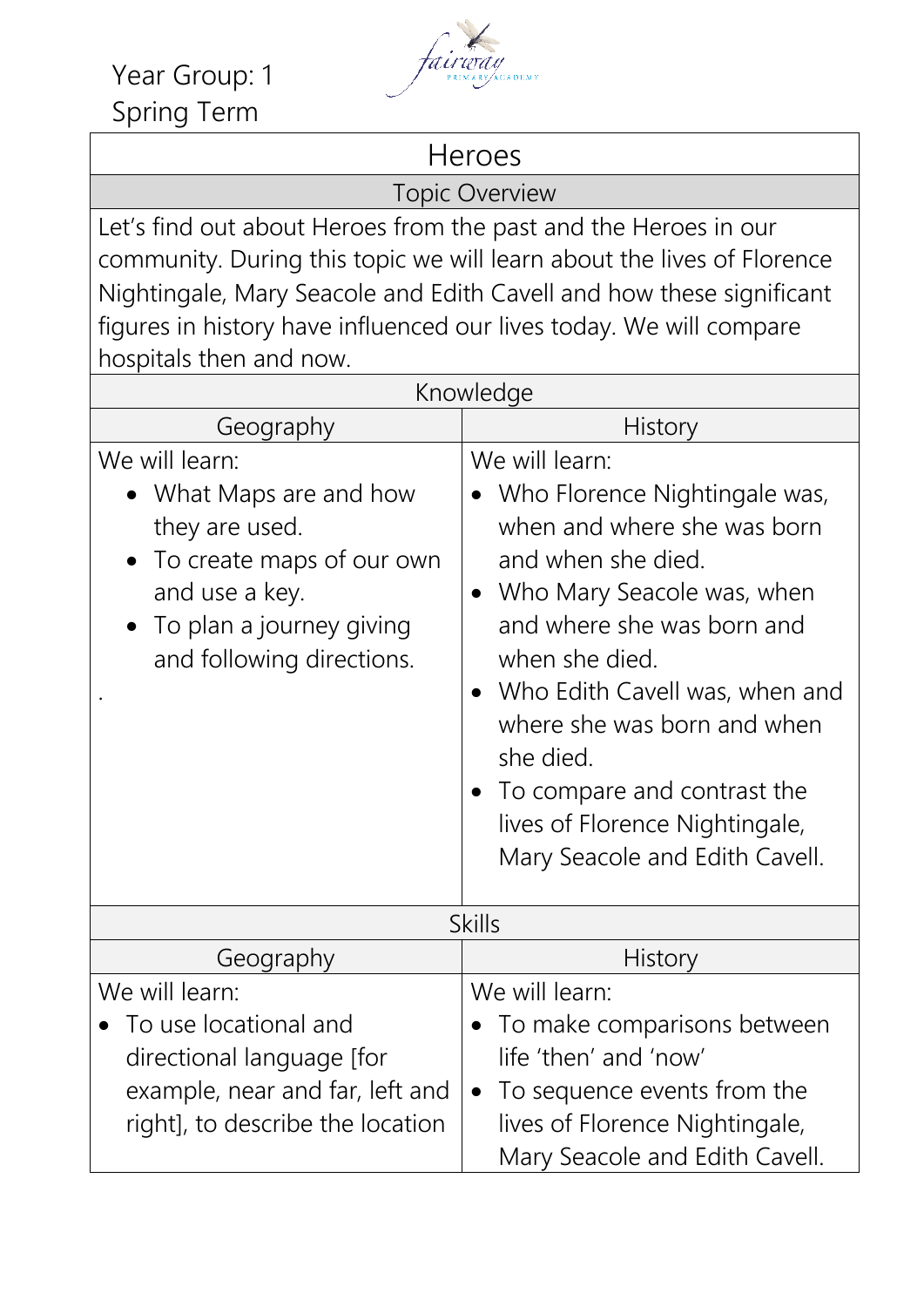Year Group: 1
Spring Term

# Heroes

## Topic Overview

Let's find out about Heroes from the past and the Heroes in our community. During this topic we will learn about the lives of Florence Nightingale, Mary Seacole and Edith Cavell and how these significant figures in history have influenced our lives today. We will compare hospitals then and now.

## Knowledge

| Geography | History |
|---|---|
| We will learn:<br>• What Maps are and how they are used.<br>• To create maps of our own and use a key.<br>• To plan a journey giving and following directions.<br>. | We will learn:<br>• Who Florence Nightingale was, when and where she was born and when she died.<br>• Who Mary Seacole was, when and where she was born and when she died.<br>• Who Edith Cavell was, when and where she was born and when she died.<br>• To compare and contrast the lives of Florence Nightingale, Mary Seacole and Edith Cavell. |

## Skills

| Geography | History |
|---|---|
| We will learn:<br>• To use locational and directional language [for example, near and far, left and right], to describe the location | We will learn:<br>• To make comparisons between life 'then' and 'now'<br>• To sequence events from the lives of Florence Nightingale, Mary Seacole and Edith Cavell. |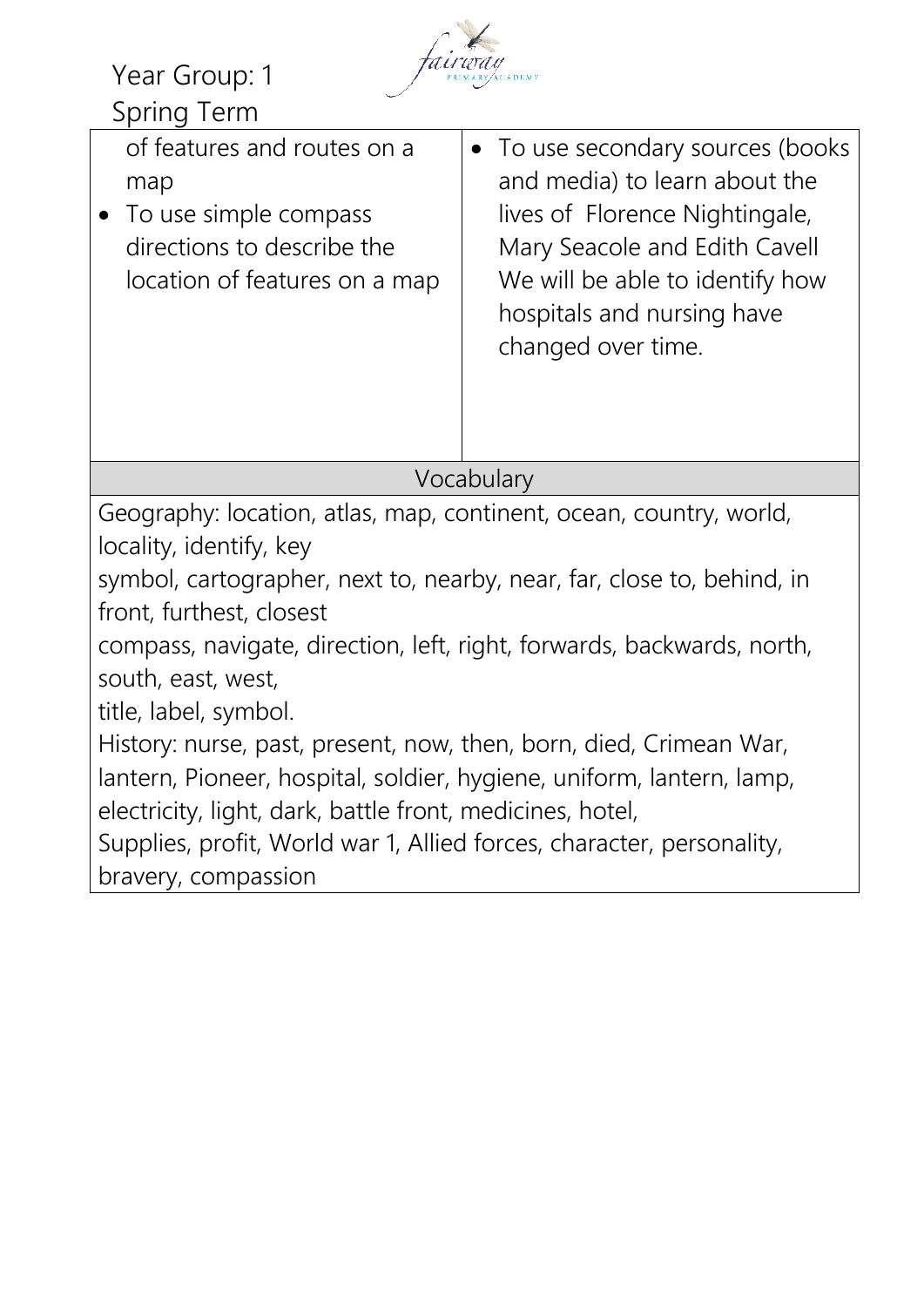| | |
|---|---|
| of features and routes on a map<br>• To use simple compass directions to describe the location of features on a map | • To use secondary sources (books and media) to learn about the lives of Florence Nightingale, Mary Seacole and Edith Cavell We will be able to identify how hospitals and nursing have changed over time. |
| **Vocabulary** | |
| Geography: location, atlas, map, continent, ocean, country, world, locality, identify, key<br>symbol, cartographer, next to, nearby, near, far, close to, behind, in front, furthest, closest<br>compass, navigate, direction, left, right, forwards, backwards, north, south, east, west,<br>title, label, symbol.<br>History: nurse, past, present, now, then, born, died, Crimean War, lantern, Pioneer, hospital, soldier, hygiene, uniform, lantern, lamp, electricity, light, dark, battle front, medicines, hotel,<br>Supplies, profit, World war 1, Allied forces, character, personality, bravery, compassion | |